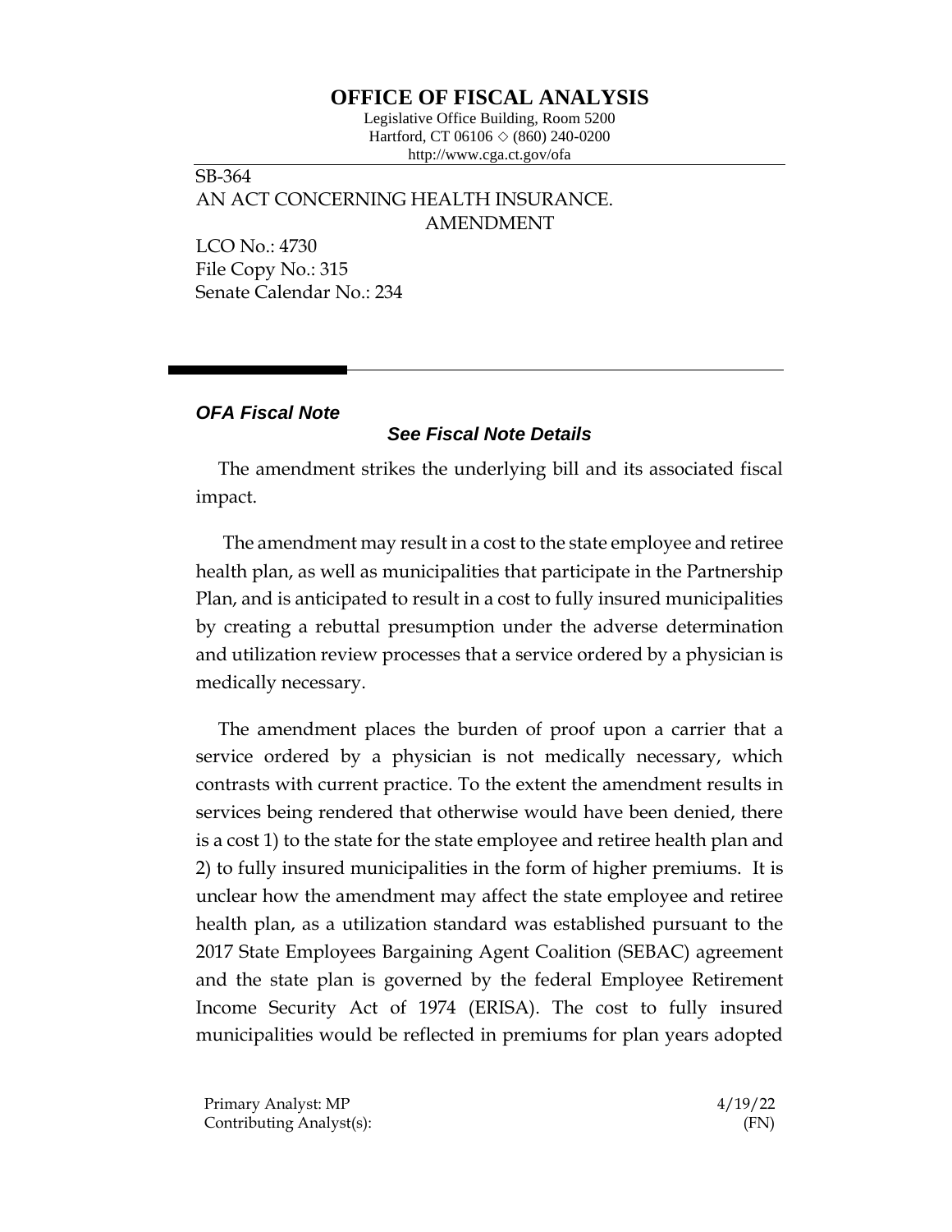# OFFICE OF FISCAL ANALYSIS

Legislative Office Building, Room 5200
Hartford, CT 06106 ◇ (860) 240-0200
http://www.cga.ct.gov/ofa

SB-364
AN ACT CONCERNING HEALTH INSURANCE.
AMENDMENT

LCO No.: 4730
File Copy No.: 315
Senate Calendar No.: 234

***OFA Fiscal Note***

***See Fiscal Note Details***

The amendment strikes the underlying bill and its associated fiscal impact.

The amendment may result in a cost to the state employee and retiree health plan, as well as municipalities that participate in the Partnership Plan, and is anticipated to result in a cost to fully insured municipalities by creating a rebuttal presumption under the adverse determination and utilization review processes that a service ordered by a physician is medically necessary.

The amendment places the burden of proof upon a carrier that a service ordered by a physician is not medically necessary, which contrasts with current practice. To the extent the amendment results in services being rendered that otherwise would have been denied, there is a cost 1) to the state for the state employee and retiree health plan and 2) to fully insured municipalities in the form of higher premiums. It is unclear how the amendment may affect the state employee and retiree health plan, as a utilization standard was established pursuant to the 2017 State Employees Bargaining Agent Coalition (SEBAC) agreement and the state plan is governed by the federal Employee Retirement Income Security Act of 1974 (ERISA). The cost to fully insured municipalities would be reflected in premiums for plan years adopted

Primary Analyst: MP
Contributing Analyst(s):

4/19/22
(FN)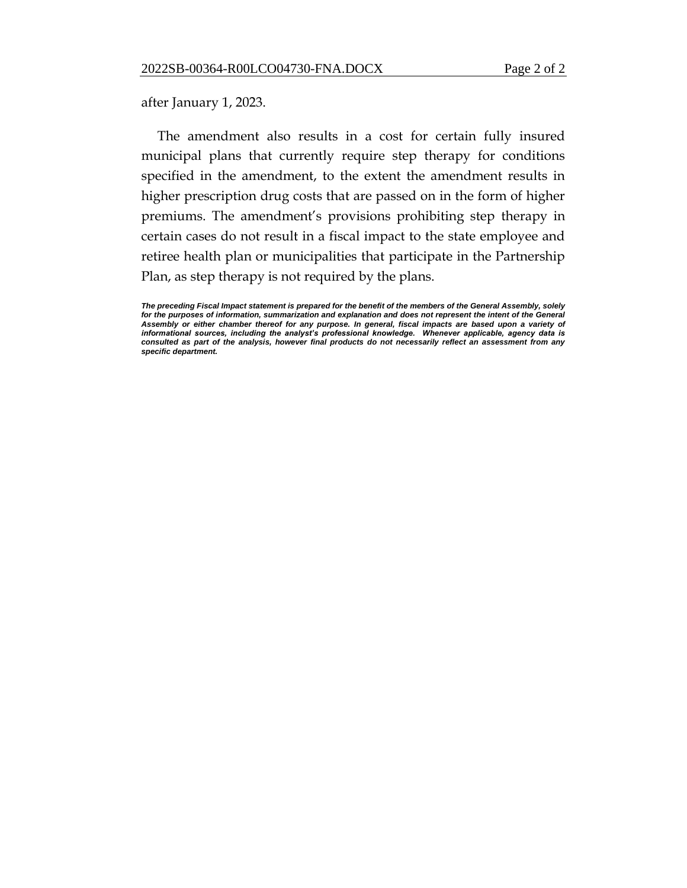after January 1, 2023.

The amendment also results in a cost for certain fully insured municipal plans that currently require step therapy for conditions specified in the amendment, to the extent the amendment results in higher prescription drug costs that are passed on in the form of higher premiums. The amendment's provisions prohibiting step therapy in certain cases do not result in a fiscal impact to the state employee and retiree health plan or municipalities that participate in the Partnership Plan, as step therapy is not required by the plans.

***The preceding Fiscal Impact statement is prepared for the benefit of the members of the General Assembly, solely for the purposes of information, summarization and explanation and does not represent the intent of the General Assembly or either chamber thereof for any purpose. In general, fiscal impacts are based upon a variety of informational sources, including the analyst's professional knowledge. Whenever applicable, agency data is consulted as part of the analysis, however final products do not necessarily reflect an assessment from any specific department.***